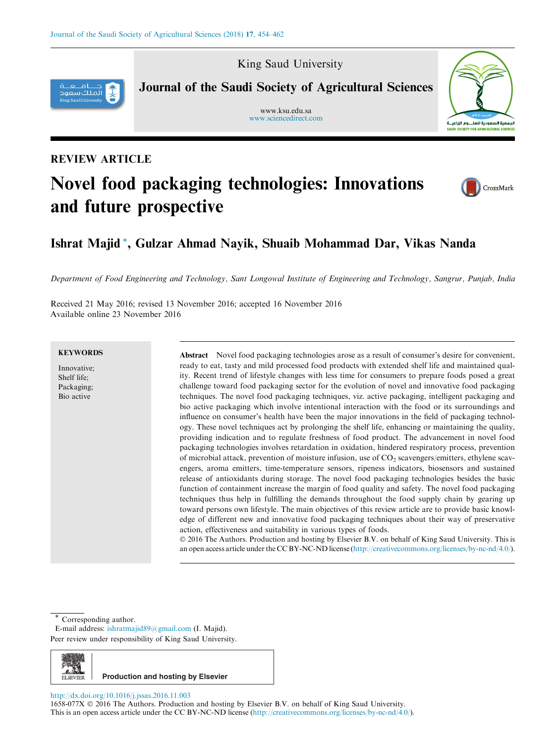King Saud University

Journal of the Saudi Society of Agricultural Sciences

www.ksu.edu.sa
www.sciencedirect.com

REVIEW ARTICLE

# Novel food packaging technologies: Innovations and future prospective

**Ishrat Majid \*, Gulzar Ahmad Nayik, Shuaib Mohammad Dar, Vikas Nanda**

*Department of Food Engineering and Technology, Sant Longowal Institute of Engineering and Technology, Sangrur, Punjab, India*

Received 21 May 2016; revised 13 November 2016; accepted 16 November 2016
Available online 23 November 2016

**KEYWORDS**

Innovative;
Shelf life;
Packaging;
Bio active

**Abstract** Novel food packaging technologies arose as a result of consumer's desire for convenient, ready to eat, tasty and mild processed food products with extended shelf life and maintained quality. Recent trend of lifestyle changes with less time for consumers to prepare foods posed a great challenge toward food packaging sector for the evolution of novel and innovative food packaging techniques. The novel food packaging techniques, viz. active packaging, intelligent packaging and bio active packaging which involve intentional interaction with the food or its surroundings and influence on consumer's health have been the major innovations in the field of packaging technology. These novel techniques act by prolonging the shelf life, enhancing or maintaining the quality, providing indication and to regulate freshness of food product. The advancement in novel food packaging technologies involves retardation in oxidation, hindered respiratory process, prevention of microbial attack, prevention of moisture infusion, use of $CO_2$ scavengers/emitters, ethylene scavengers, aroma emitters, time-temperature sensors, ripeness indicators, biosensors and sustained release of antioxidants during storage. The novel food packaging technologies besides the basic function of containment increase the margin of food quality and safety. The novel food packaging techniques thus help in fulfilling the demands throughout the food supply chain by gearing up toward persons own lifestyle. The main objectives of this review article are to provide basic knowledge of different new and innovative food packaging techniques about their way of preservative action, effectiveness and suitability in various types of foods.

© 2016 The Authors. Production and hosting by Elsevier B.V. on behalf of King Saud University. This is an open access article under the CC BY-NC-ND license (http://creativecommons.org/licenses/by-nc-nd/4.0/).

\* Corresponding author.
E-mail address: ishratmajid89@gmail.com (I. Majid).
Peer review under responsibility of King Saud University.

Production and hosting by Elsevier

http://dx.doi.org/10.1016/j.jssas.2016.11.003
1658-077X © 2016 The Authors. Production and hosting by Elsevier B.V. on behalf of King Saud University.
This is an open access article under the CC BY-NC-ND license (http://creativecommons.org/licenses/by-nc-nd/4.0/).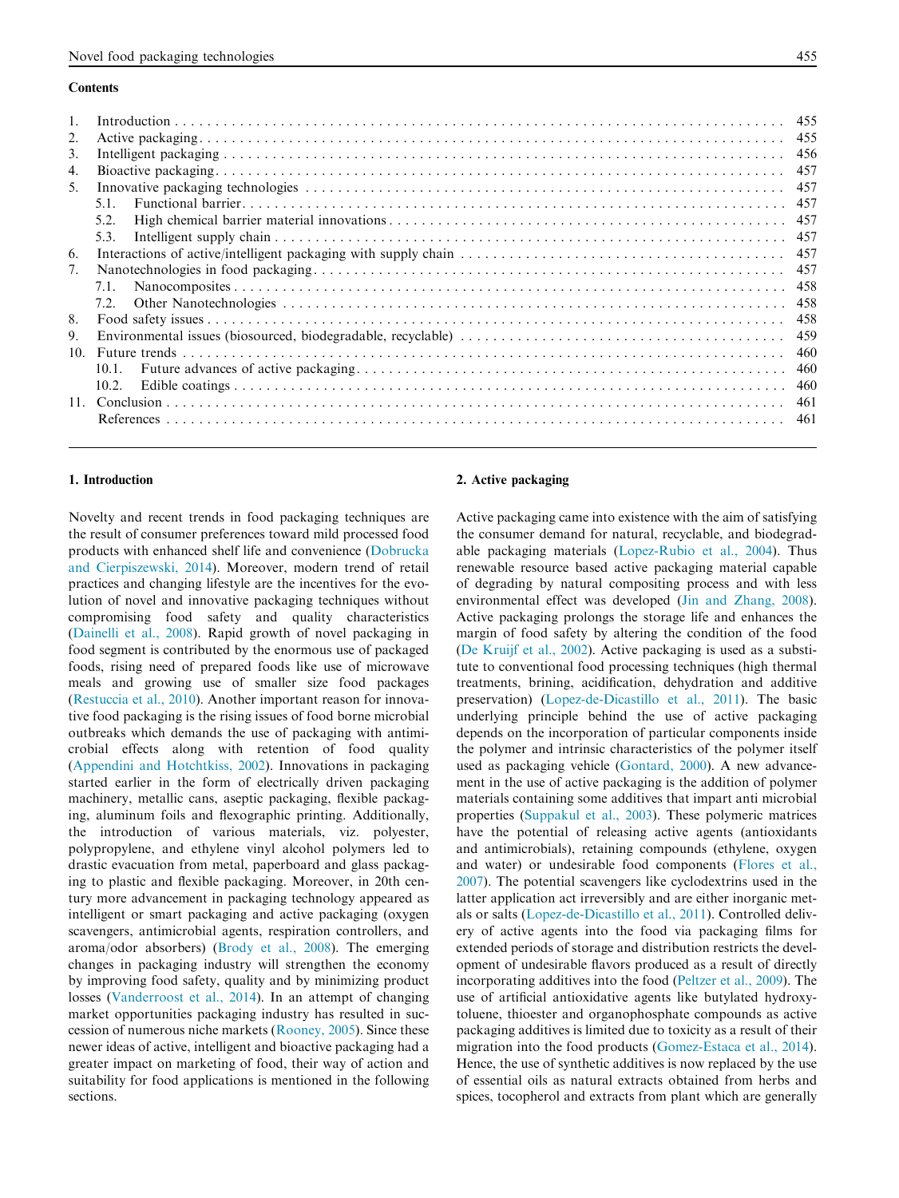## Contents

1. Introduction . . . 455
2. Active packaging . . . 455
3. Intelligent packaging . . . 456
4. Bioactive packaging . . . 457
5. Innovative packaging technologies . . . 457
   - 5.1. Functional barrier . . . 457
   - 5.2. High chemical barrier material innovations . . . 457
   - 5.3. Intelligent supply chain . . . 457
6. Interactions of active/intelligent packaging with supply chain . . . 457
7. Nanotechnologies in food packaging . . . 457
   - 7.1. Nanocomposites . . . 458
   - 7.2. Other Nanotechnologies . . . 458
8. Food safety issues . . . 458
9. Environmental issues (biosourced, biodegradable, recyclable) . . . 459
10. Future trends . . . 460
    - 10.1. Future advances of active packaging . . . 460
    - 10.2. Edible coatings . . . 460
11. Conclusion . . . 461

References . . . 461

## 1. Introduction

Novelty and recent trends in food packaging techniques are the result of consumer preferences toward mild processed food products with enhanced shelf life and convenience (Dobrucka and Cierpiszewski, 2014). Moreover, modern trend of retail practices and changing lifestyle are the incentives for the evolution of novel and innovative packaging techniques without compromising food safety and quality characteristics (Dainelli et al., 2008). Rapid growth of novel packaging in food segment is contributed by the enormous use of packaged foods, rising need of prepared foods like use of microwave meals and growing use of smaller size food packages (Restuccia et al., 2010). Another important reason for innovative food packaging is the rising issues of food borne microbial outbreaks which demands the use of packaging with antimicrobial effects along with retention of food quality (Appendini and Hotchtkiss, 2002). Innovations in packaging started earlier in the form of electrically driven packaging machinery, metallic cans, aseptic packaging, flexible packaging, aluminum foils and flexographic printing. Additionally, the introduction of various materials, viz. polyester, polypropylene, and ethylene vinyl alcohol polymers led to drastic evacuation from metal, paperboard and glass packaging to plastic and flexible packaging. Moreover, in 20th century more advancement in packaging technology appeared as intelligent or smart packaging and active packaging (oxygen scavengers, antimicrobial agents, respiration controllers, and aroma/odor absorbers) (Brody et al., 2008). The emerging changes in packaging industry will strengthen the economy by improving food safety, quality and by minimizing product losses (Vanderroost et al., 2014). In an attempt of changing market opportunities packaging industry has resulted in succession of numerous niche markets (Rooney, 2005). Since these newer ideas of active, intelligent and bioactive packaging had a greater impact on marketing of food, their way of action and suitability for food applications is mentioned in the following sections.

## 2. Active packaging

Active packaging came into existence with the aim of satisfying the consumer demand for natural, recyclable, and biodegradable packaging materials (Lopez-Rubio et al., 2004). Thus renewable resource based active packaging material capable of degrading by natural compositing process and with less environmental effect was developed (Jin and Zhang, 2008). Active packaging prolongs the storage life and enhances the margin of food safety by altering the condition of the food (De Kruijf et al., 2002). Active packaging is used as a substitute to conventional food processing techniques (high thermal treatments, brining, acidification, dehydration and additive preservation) (Lopez-de-Dicastillo et al., 2011). The basic underlying principle behind the use of active packaging depends on the incorporation of particular components inside the polymer and intrinsic characteristics of the polymer itself used as packaging vehicle (Gontard, 2000). A new advancement in the use of active packaging is the addition of polymer materials containing some additives that impart anti microbial properties (Suppakul et al., 2003). These polymeric matrices have the potential of releasing active agents (antioxidants and antimicrobials), retaining compounds (ethylene, oxygen and water) or undesirable food components (Flores et al., 2007). The potential scavengers like cyclodextrins used in the latter application act irreversibly and are either inorganic metals or salts (Lopez-de-Dicastillo et al., 2011). Controlled delivery of active agents into the food via packaging films for extended periods of storage and distribution restricts the development of undesirable flavors produced as a result of directly incorporating additives into the food (Peltzer et al., 2009). The use of artificial antioxidative agents like butylated hydroxytoluene, thioester and organophosphate compounds as active packaging additives is limited due to toxicity as a result of their migration into the food products (Gomez-Estaca et al., 2014). Hence, the use of synthetic additives is now replaced by the use of essential oils as natural extracts obtained from herbs and spices, tocopherol and extracts from plant which are generally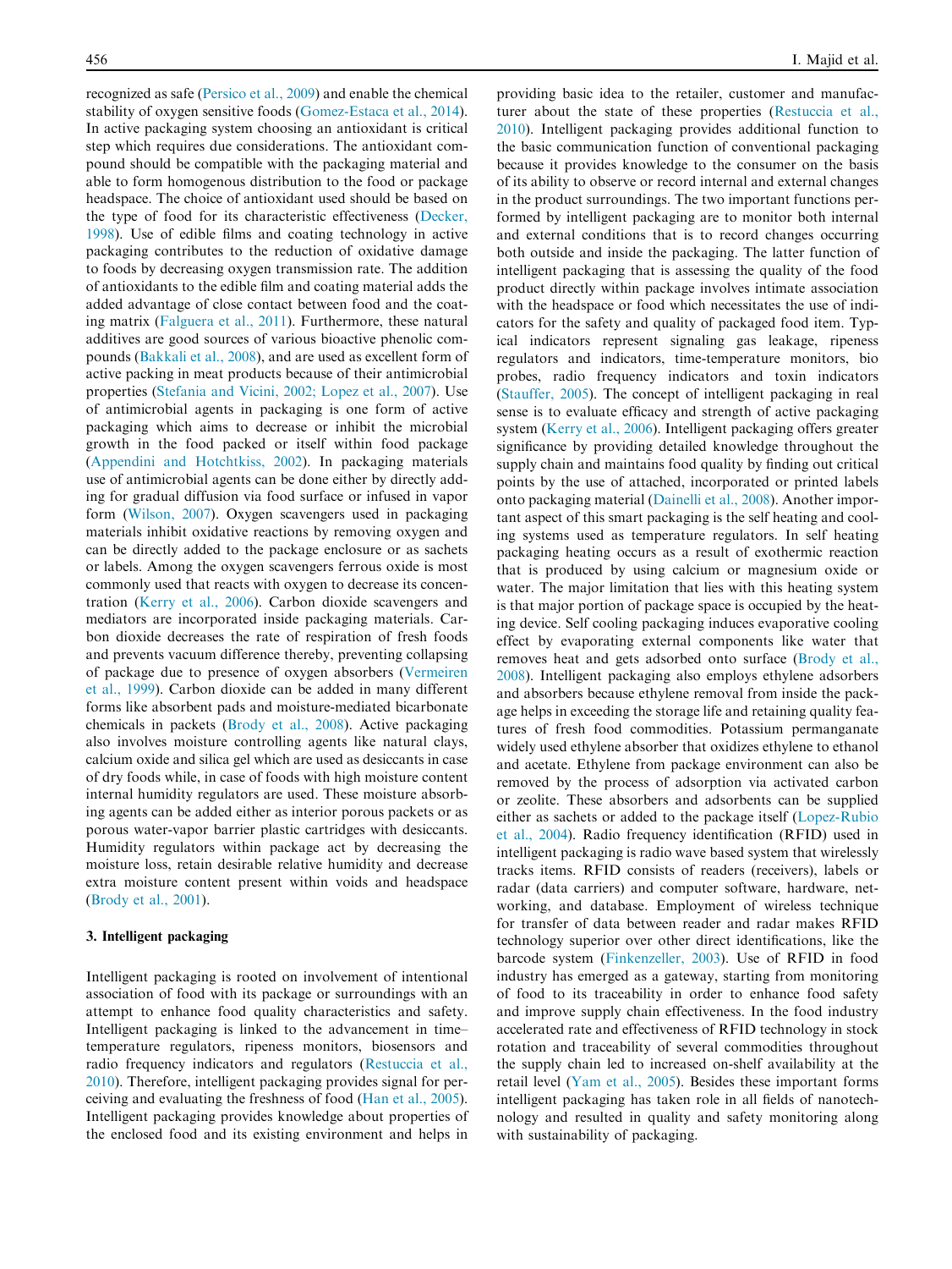recognized as safe (Persico et al., 2009) and enable the chemical stability of oxygen sensitive foods (Gomez-Estaca et al., 2014). In active packaging system choosing an antioxidant is critical step which requires due considerations. The antioxidant compound should be compatible with the packaging material and able to form homogenous distribution to the food or package headspace. The choice of antioxidant used should be based on the type of food for its characteristic effectiveness (Decker, 1998). Use of edible films and coating technology in active packaging contributes to the reduction of oxidative damage to foods by decreasing oxygen transmission rate. The addition of antioxidants to the edible film and coating material adds the added advantage of close contact between food and the coating matrix (Falguera et al., 2011). Furthermore, these natural additives are good sources of various bioactive phenolic compounds (Bakkali et al., 2008), and are used as excellent form of active packing in meat products because of their antimicrobial properties (Stefania and Vicini, 2002; Lopez et al., 2007). Use of antimicrobial agents in packaging is one form of active packaging which aims to decrease or inhibit the microbial growth in the food packed or itself within food package (Appendini and Hotchtkiss, 2002). In packaging materials use of antimicrobial agents can be done either by directly adding for gradual diffusion via food surface or infused in vapor form (Wilson, 2007). Oxygen scavengers used in packaging materials inhibit oxidative reactions by removing oxygen and can be directly added to the package enclosure or as sachets or labels. Among the oxygen scavengers ferrous oxide is most commonly used that reacts with oxygen to decrease its concentration (Kerry et al., 2006). Carbon dioxide scavengers and mediators are incorporated inside packaging materials. Carbon dioxide decreases the rate of respiration of fresh foods and prevents vacuum difference thereby, preventing collapsing of package due to presence of oxygen absorbers (Vermeiren et al., 1999). Carbon dioxide can be added in many different forms like absorbent pads and moisture-mediated bicarbonate chemicals in packets (Brody et al., 2008). Active packaging also involves moisture controlling agents like natural clays, calcium oxide and silica gel which are used as desiccants in case of dry foods while, in case of foods with high moisture content internal humidity regulators are used. These moisture absorbing agents can be added either as interior porous packets or as porous water-vapor barrier plastic cartridges with desiccants. Humidity regulators within package act by decreasing the moisture loss, retain desirable relative humidity and decrease extra moisture content present within voids and headspace (Brody et al., 2001).

## 3. Intelligent packaging

Intelligent packaging is rooted on involvement of intentional association of food with its package or surroundings with an attempt to enhance food quality characteristics and safety. Intelligent packaging is linked to the advancement in time–temperature regulators, ripeness monitors, biosensors and radio frequency indicators and regulators (Restuccia et al., 2010). Therefore, intelligent packaging provides signal for perceiving and evaluating the freshness of food (Han et al., 2005). Intelligent packaging provides knowledge about properties of the enclosed food and its existing environment and helps in providing basic idea to the retailer, customer and manufacturer about the state of these properties (Restuccia et al., 2010). Intelligent packaging provides additional function to the basic communication function of conventional packaging because it provides knowledge to the consumer on the basis of its ability to observe or record internal and external changes in the product surroundings. The two important functions performed by intelligent packaging are to monitor both internal and external conditions that is to record changes occurring both outside and inside the packaging. The latter function of intelligent packaging that is assessing the quality of the food product directly within package involves intimate association with the headspace or food which necessitates the use of indicators for the safety and quality of packaged food item. Typical indicators represent signaling gas leakage, ripeness regulators and indicators, time-temperature monitors, bio probes, radio frequency indicators and toxin indicators (Stauffer, 2005). The concept of intelligent packaging in real sense is to evaluate efficacy and strength of active packaging system (Kerry et al., 2006). Intelligent packaging offers greater significance by providing detailed knowledge throughout the supply chain and maintains food quality by finding out critical points by the use of attached, incorporated or printed labels onto packaging material (Dainelli et al., 2008). Another important aspect of this smart packaging is the self heating and cooling systems used as temperature regulators. In self heating packaging heating occurs as a result of exothermic reaction that is produced by using calcium or magnesium oxide or water. The major limitation that lies with this heating system is that major portion of package space is occupied by the heating device. Self cooling packaging induces evaporative cooling effect by evaporating external components like water that removes heat and gets adsorbed onto surface (Brody et al., 2008). Intelligent packaging also employs ethylene adsorbers and absorbers because ethylene removal from inside the package helps in exceeding the storage life and retaining quality features of fresh food commodities. Potassium permanganate widely used ethylene absorber that oxidizes ethylene to ethanol and acetate. Ethylene from package environment can also be removed by the process of adsorption via activated carbon or zeolite. These absorbers and adsorbents can be supplied either as sachets or added to the package itself (Lopez-Rubio et al., 2004). Radio frequency identification (RFID) used in intelligent packaging is radio wave based system that wirelessly tracks items. RFID consists of readers (receivers), labels or radar (data carriers) and computer software, hardware, networking, and database. Employment of wireless technique for transfer of data between reader and radar makes RFID technology superior over other direct identifications, like the barcode system (Finkenzeller, 2003). Use of RFID in food industry has emerged as a gateway, starting from monitoring of food to its traceability in order to enhance food safety and improve supply chain effectiveness. In the food industry accelerated rate and effectiveness of RFID technology in stock rotation and traceability of several commodities throughout the supply chain led to increased on-shelf availability at the retail level (Yam et al., 2005). Besides these important forms intelligent packaging has taken role in all fields of nanotechnology and resulted in quality and safety monitoring along with sustainability of packaging.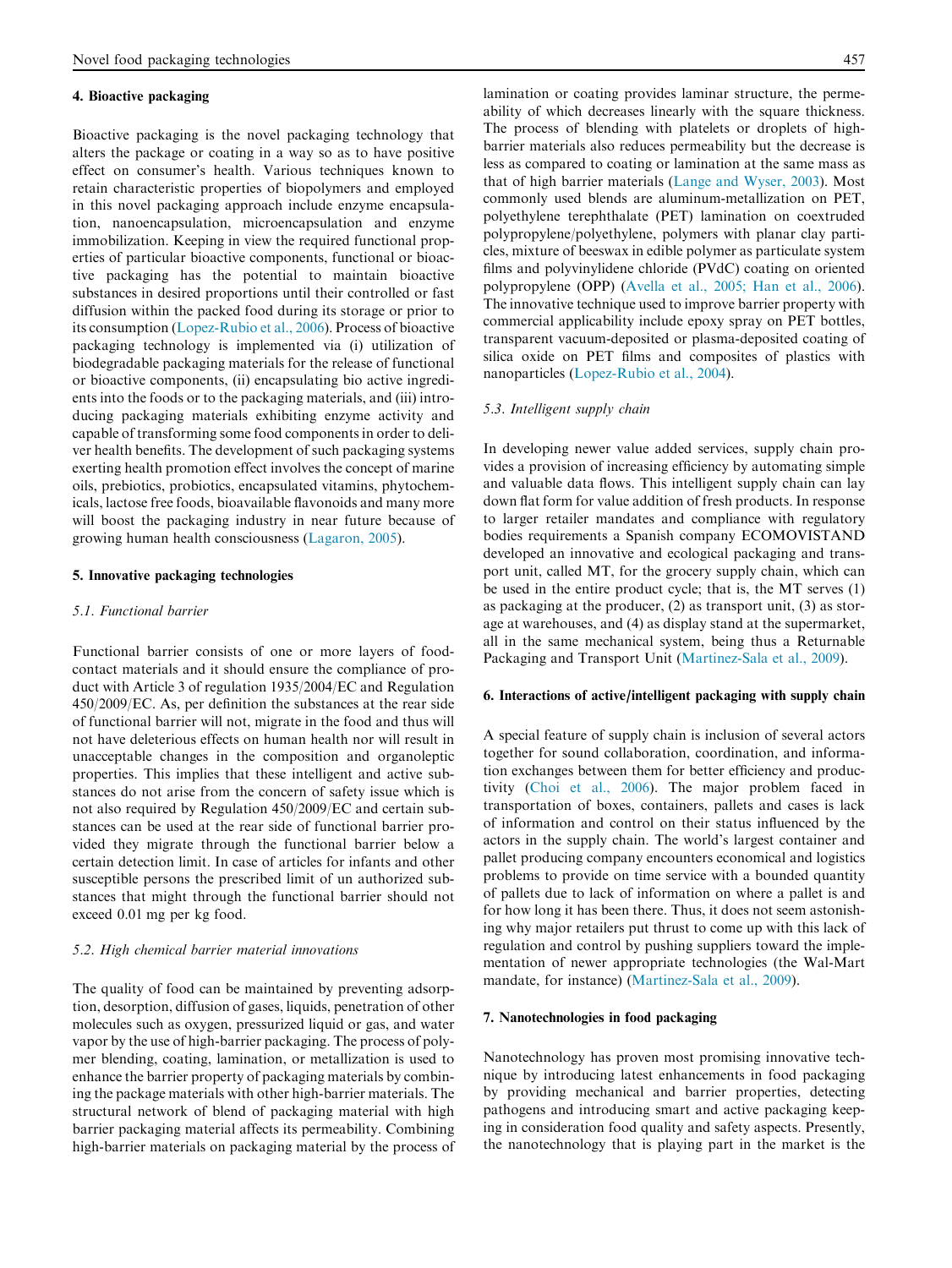## 4. Bioactive packaging

Bioactive packaging is the novel packaging technology that alters the package or coating in a way so as to have positive effect on consumer's health. Various techniques known to retain characteristic properties of biopolymers and employed in this novel packaging approach include enzyme encapsulation, nanoencapsulation, microencapsulation and enzyme immobilization. Keeping in view the required functional properties of particular bioactive components, functional or bioactive packaging has the potential to maintain bioactive substances in desired proportions until their controlled or fast diffusion within the packed food during its storage or prior to its consumption (Lopez-Rubio et al., 2006). Process of bioactive packaging technology is implemented via (i) utilization of biodegradable packaging materials for the release of functional or bioactive components, (ii) encapsulating bio active ingredients into the foods or to the packaging materials, and (iii) introducing packaging materials exhibiting enzyme activity and capable of transforming some food components in order to deliver health benefits. The development of such packaging systems exerting health promotion effect involves the concept of marine oils, prebiotics, probiotics, encapsulated vitamins, phytochemicals, lactose free foods, bioavailable flavonoids and many more will boost the packaging industry in near future because of growing human health consciousness (Lagaron, 2005).

## 5. Innovative packaging technologies

### 5.1. Functional barrier

Functional barrier consists of one or more layers of food-contact materials and it should ensure the compliance of product with Article 3 of regulation 1935/2004/EC and Regulation 450/2009/EC. As, per definition the substances at the rear side of functional barrier will not, migrate in the food and thus will not have deleterious effects on human health nor will result in unacceptable changes in the composition and organoleptic properties. This implies that these intelligent and active substances do not arise from the concern of safety issue which is not also required by Regulation 450/2009/EC and certain substances can be used at the rear side of functional barrier provided they migrate through the functional barrier below a certain detection limit. In case of articles for infants and other susceptible persons the prescribed limit of un authorized substances that might through the functional barrier should not exceed 0.01 mg per kg food.

### 5.2. High chemical barrier material innovations

The quality of food can be maintained by preventing adsorption, desorption, diffusion of gases, liquids, penetration of other molecules such as oxygen, pressurized liquid or gas, and water vapor by the use of high-barrier packaging. The process of polymer blending, coating, lamination, or metallization is used to enhance the barrier property of packaging materials by combining the package materials with other high-barrier materials. The structural network of blend of packaging material with high barrier packaging material affects its permeability. Combining high-barrier materials on packaging material by the process of lamination or coating provides laminar structure, the permeability of which decreases linearly with the square thickness. The process of blending with platelets or droplets of high-barrier materials also reduces permeability but the decrease is less as compared to coating or lamination at the same mass as that of high barrier materials (Lange and Wyser, 2003). Most commonly used blends are aluminum-metallization on PET, polyethylene terephthalate (PET) lamination on coextruded polypropylene/polyethylene, polymers with planar clay particles, mixture of beeswax in edible polymer as particulate system films and polyvinylidene chloride (PVdC) coating on oriented polypropylene (OPP) (Avella et al., 2005; Han et al., 2006). The innovative technique used to improve barrier property with commercial applicability include epoxy spray on PET bottles, transparent vacuum-deposited or plasma-deposited coating of silica oxide on PET films and composites of plastics with nanoparticles (Lopez-Rubio et al., 2004).

### 5.3. Intelligent supply chain

In developing newer value added services, supply chain provides a provision of increasing efficiency by automating simple and valuable data flows. This intelligent supply chain can lay down flat form for value addition of fresh products. In response to larger retailer mandates and compliance with regulatory bodies requirements a Spanish company ECOMOVISTAND developed an innovative and ecological packaging and transport unit, called MT, for the grocery supply chain, which can be used in the entire product cycle; that is, the MT serves (1) as packaging at the producer, (2) as transport unit, (3) as storage at warehouses, and (4) as display stand at the supermarket, all in the same mechanical system, being thus a Returnable Packaging and Transport Unit (Martinez-Sala et al., 2009).

## 6. Interactions of active/intelligent packaging with supply chain

A special feature of supply chain is inclusion of several actors together for sound collaboration, coordination, and information exchanges between them for better efficiency and productivity (Choi et al., 2006). The major problem faced in transportation of boxes, containers, pallets and cases is lack of information and control on their status influenced by the actors in the supply chain. The world's largest container and pallet producing company encounters economical and logistics problems to provide on time service with a bounded quantity of pallets due to lack of information on where a pallet is and for how long it has been there. Thus, it does not seem astonishing why major retailers put thrust to come up with this lack of regulation and control by pushing suppliers toward the implementation of newer appropriate technologies (the Wal-Mart mandate, for instance) (Martinez-Sala et al., 2009).

## 7. Nanotechnologies in food packaging

Nanotechnology has proven most promising innovative technique by introducing latest enhancements in food packaging by providing mechanical and barrier properties, detecting pathogens and introducing smart and active packaging keeping in consideration food quality and safety aspects. Presently, the nanotechnology that is playing part in the market is the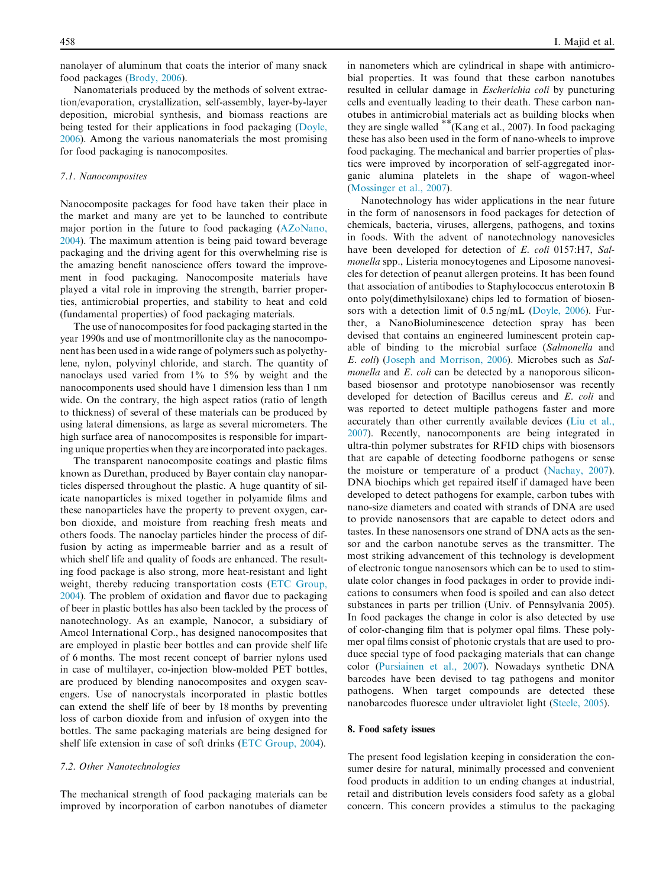nanolayer of aluminum that coats the interior of many snack food packages (Brody, 2006).

Nanomaterials produced by the methods of solvent extraction/evaporation, crystallization, self-assembly, layer-by-layer deposition, microbial synthesis, and biomass reactions are being tested for their applications in food packaging (Doyle, 2006). Among the various nanomaterials the most promising for food packaging is nanocomposites.

### 7.1. Nanocomposites

Nanocomposite packages for food have taken their place in the market and many are yet to be launched to contribute major portion in the future to food packaging (AZoNano, 2004). The maximum attention is being paid toward beverage packaging and the driving agent for this overwhelming rise is the amazing benefit nanoscience offers toward the improvement in food packaging. Nanocomposite materials have played a vital role in improving the strength, barrier properties, antimicrobial properties, and stability to heat and cold (fundamental properties) of food packaging materials.

The use of nanocomposites for food packaging started in the year 1990s and use of montmorillonite clay as the nanocomponent has been used in a wide range of polymers such as polyethylene, nylon, polyvinyl chloride, and starch. The quantity of nanoclays used varied from 1% to 5% by weight and the nanocomponents used should have 1 dimension less than 1 nm wide. On the contrary, the high aspect ratios (ratio of length to thickness) of several of these materials can be produced by using lateral dimensions, as large as several micrometers. The high surface area of nanocomposites is responsible for imparting unique properties when they are incorporated into packages.

The transparent nanocomposite coatings and plastic films known as Durethan, produced by Bayer contain clay nanoparticles dispersed throughout the plastic. A huge quantity of silicate nanoparticles is mixed together in polyamide films and these nanoparticles have the property to prevent oxygen, carbon dioxide, and moisture from reaching fresh meats and others foods. The nanoclay particles hinder the process of diffusion by acting as impermeable barrier and as a result of which shelf life and quality of foods are enhanced. The resulting food package is also strong, more heat-resistant and light weight, thereby reducing transportation costs (ETC Group, 2004). The problem of oxidation and flavor due to packaging of beer in plastic bottles has also been tackled by the process of nanotechnology. As an example, Nanocor, a subsidiary of Amcol International Corp., has designed nanocomposites that are employed in plastic beer bottles and can provide shelf life of 6 months. The most recent concept of barrier nylons used in case of multilayer, co-injection blow-molded PET bottles, are produced by blending nanocomposites and oxygen scavengers. Use of nanocrystals incorporated in plastic bottles can extend the shelf life of beer by 18 months by preventing loss of carbon dioxide from and infusion of oxygen into the bottles. The same packaging materials are being designed for shelf life extension in case of soft drinks (ETC Group, 2004).

### 7.2. Other Nanotechnologies

The mechanical strength of food packaging materials can be improved by incorporation of carbon nanotubes of diameter in nanometers which are cylindrical in shape with antimicrobial properties. It was found that these carbon nanotubes resulted in cellular damage in *Escherichia coli* by puncturing cells and eventually leading to their death. These carbon nanotubes in antimicrobial materials act as building blocks when they are single walled **(Kang et al., 2007). In food packaging these has also been used in the form of nano-wheels to improve food packaging. The mechanical and barrier properties of plastics were improved by incorporation of self-aggregated inorganic alumina platelets in the shape of wagon-wheel (Mossinger et al., 2007).

Nanotechnology has wider applications in the near future in the form of nanosensors in food packages for detection of chemicals, bacteria, viruses, allergens, pathogens, and toxins in foods. With the advent of nanotechnology nanovesicles have been developed for detection of *E. coli* 0157:H7, *Salmonella* spp., Listeria monocytogenes and Liposome nanovesicles for detection of peanut allergen proteins. It has been found that association of antibodies to Staphylococcus enterotoxin B onto poly(dimethylsiloxane) chips led to formation of biosensors with a detection limit of 0.5 ng/mL (Doyle, 2006). Further, a NanoBioluminescence detection spray has been devised that contains an engineered luminescent protein capable of binding to the microbial surface (*Salmonella* and *E. coli*) (Joseph and Morrison, 2006). Microbes such as *Salmonella* and *E. coli* can be detected by a nanoporous silicon-based biosensor and prototype nanobiosensor was recently developed for detection of Bacillus cereus and *E. coli* and was reported to detect multiple pathogens faster and more accurately than other currently available devices (Liu et al., 2007). Recently, nanocomponents are being integrated in ultra-thin polymer substrates for RFID chips with biosensors that are capable of detecting foodborne pathogens or sense the moisture or temperature of a product (Nachay, 2007). DNA biochips which get repaired itself if damaged have been developed to detect pathogens for example, carbon tubes with nano-size diameters and coated with strands of DNA are used to provide nanosensors that are capable to detect odors and tastes. In these nanosensors one strand of DNA acts as the sensor and the carbon nanotube serves as the transmitter. The most striking advancement of this technology is development of electronic tongue nanosensors which can be to used to stimulate color changes in food packages in order to provide indications to consumers when food is spoiled and can also detect substances in parts per trillion (Univ. of Pennsylvania 2005). In food packages the change in color is also detected by use of color-changing film that is polymer opal films. These polymer opal films consist of photonic crystals that are used to produce special type of food packaging materials that can change color (Pursiainen et al., 2007). Nowadays synthetic DNA barcodes have been devised to tag pathogens and monitor pathogens. When target compounds are detected these nanobarcodes fluoresce under ultraviolet light (Steele, 2005).

## 8. Food safety issues

The present food legislation keeping in consideration the consumer desire for natural, minimally processed and convenient food products in addition to un ending changes at industrial, retail and distribution levels considers food safety as a global concern. This concern provides a stimulus to the packaging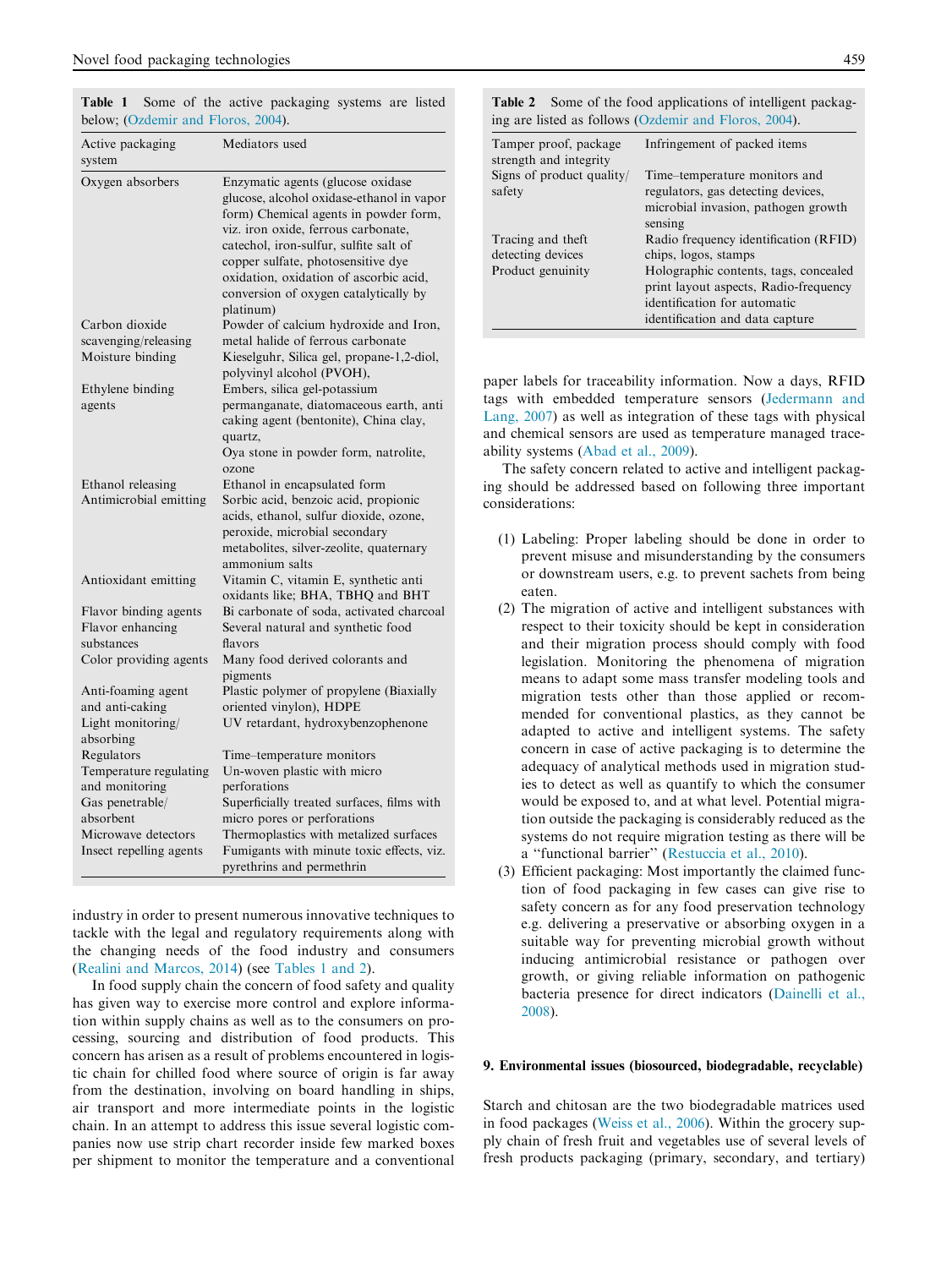**Table 1** Some of the active packaging systems are listed below; (Ozdemir and Floros, 2004).

| Active packaging system | Mediators used |
|---|---|
| Oxygen absorbers | Enzymatic agents (glucose oxidase glucose, alcohol oxidase-ethanol in vapor form) Chemical agents in powder form, viz. iron oxide, ferrous carbonate, catechol, iron-sulfur, sulfite salt of copper sulfate, photosensitive dye oxidation, oxidation of ascorbic acid, conversion of oxygen catalytically by platinum) |
| Carbon dioxide scavenging/releasing | Powder of calcium hydroxide and Iron, metal halide of ferrous carbonate |
| Moisture binding | Kieselguhr, Silica gel, propane-1,2-diol, polyvinyl alcohol (PVOH), |
| Ethylene binding agents | Embers, silica gel-potassium permanganate, diatomaceous earth, anti caking agent (bentonite), China clay, quartz, Oya stone in powder form, natrolite, ozone |
| Ethanol releasing | Ethanol in encapsulated form |
| Antimicrobial emitting | Sorbic acid, benzoic acid, propionic acids, ethanol, sulfur dioxide, ozone, peroxide, microbial secondary metabolites, silver-zeolite, quaternary ammonium salts |
| Antioxidant emitting | Vitamin C, vitamin E, synthetic anti oxidants like; BHA, TBHQ and BHT |
| Flavor binding agents | Bi carbonate of soda, activated charcoal |
| Flavor enhancing substances | Several natural and synthetic food flavors |
| Color providing agents | Many food derived colorants and pigments |
| Anti-foaming agent and anti-caking | Plastic polymer of propylene (Biaxially oriented vinylon), HDPE |
| Light monitoring/ absorbing | UV retardant, hydroxybenzophenone |
| Regulators | Time–temperature monitors |
| Temperature regulating and monitoring | Un-woven plastic with micro perforations |
| Gas penetrable/ absorbent | Superficially treated surfaces, films with micro pores or perforations |
| Microwave detectors | Thermoplastics with metalized surfaces |
| Insect repelling agents | Fumigants with minute toxic effects, viz. pyrethrins and permethrin |

industry in order to present numerous innovative techniques to tackle with the legal and regulatory requirements along with the changing needs of the food industry and consumers (Realini and Marcos, 2014) (see Tables 1 and 2).

In food supply chain the concern of food safety and quality has given way to exercise more control and explore information within supply chains as well as to the consumers on processing, sourcing and distribution of food products. This concern has arisen as a result of problems encountered in logistic chain for chilled food where source of origin is far away from the destination, involving on board handling in ships, air transport and more intermediate points in the logistic chain. In an attempt to address this issue several logistic companies now use strip chart recorder inside few marked boxes per shipment to monitor the temperature and a conventional paper labels for traceability information. Now a days, RFID tags with embedded temperature sensors (Jedermann and Lang, 2007) as well as integration of these tags with physical and chemical sensors are used as temperature managed traceability systems (Abad et al., 2009).

**Table 2** Some of the food applications of intelligent packaging are listed as follows (Ozdemir and Floros, 2004).

| | |
|---|---|
| Tamper proof, package strength and integrity | Infringement of packed items |
| Signs of product quality/ safety | Time–temperature monitors and regulators, gas detecting devices, microbial invasion, pathogen growth sensing |
| Tracing and theft detecting devices | Radio frequency identification (RFID) chips, logos, stamps |
| Product genuinity | Holographic contents, tags, concealed print layout aspects, Radio-frequency identification for automatic identification and data capture |

The safety concern related to active and intelligent packaging should be addressed based on following three important considerations:

(1) Labeling: Proper labeling should be done in order to prevent misuse and misunderstanding by the consumers or downstream users, e.g. to prevent sachets from being eaten.
(2) The migration of active and intelligent substances with respect to their toxicity should be kept in consideration and their migration process should comply with food legislation. Monitoring the phenomena of migration means to adapt some mass transfer modeling tools and migration tests other than those applied or recommended for conventional plastics, as they cannot be adapted to active and intelligent systems. The safety concern in case of active packaging is to determine the adequacy of analytical methods used in migration studies to detect as well as quantify to which the consumer would be exposed to, and at what level. Potential migration outside the packaging is considerably reduced as the systems do not require migration testing as there will be a "functional barrier" (Restuccia et al., 2010).
(3) Efficient packaging: Most importantly the claimed function of food packaging in few cases can give rise to safety concern as for any food preservation technology e.g. delivering a preservative or absorbing oxygen in a suitable way for preventing microbial growth without inducing antimicrobial resistance or pathogen over growth, or giving reliable information on pathogenic bacteria presence for direct indicators (Dainelli et al., 2008).

## 9. Environmental issues (biosourced, biodegradable, recyclable)

Starch and chitosan are the two biodegradable matrices used in food packages (Weiss et al., 2006). Within the grocery supply chain of fresh fruit and vegetables use of several levels of fresh products packaging (primary, secondary, and tertiary)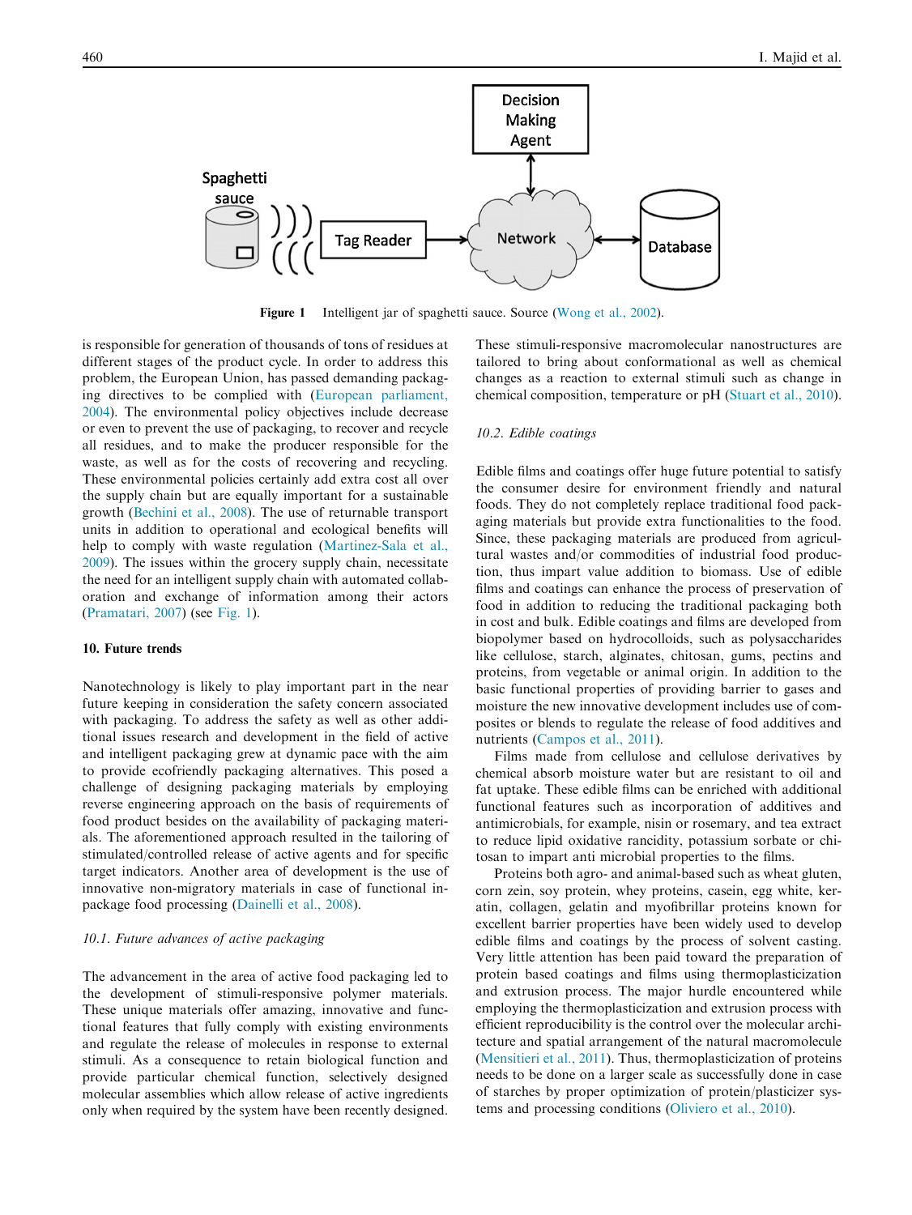Spaghetti sauce

Tag Reader

Network

Decision Making Agent

Database

**Figure 1** Intelligent jar of spaghetti sauce. Source (Wong et al., 2002).

is responsible for generation of thousands of tons of residues at different stages of the product cycle. In order to address this problem, the European Union, has passed demanding packaging directives to be complied with (European parliament, 2004). The environmental policy objectives include decrease or even to prevent the use of packaging, to recover and recycle all residues, and to make the producer responsible for the waste, as well as for the costs of recovering and recycling. These environmental policies certainly add extra cost all over the supply chain but are equally important for a sustainable growth (Bechini et al., 2008). The use of returnable transport units in addition to operational and ecological benefits will help to comply with waste regulation (Martinez-Sala et al., 2009). The issues within the grocery supply chain, necessitate the need for an intelligent supply chain with automated collaboration and exchange of information among their actors (Pramatari, 2007) (see Fig. 1).

## 10. Future trends

Nanotechnology is likely to play important part in the near future keeping in consideration the safety concern associated with packaging. To address the safety as well as other additional issues research and development in the field of active and intelligent packaging grew at dynamic pace with the aim to provide ecofriendly packaging alternatives. This posed a challenge of designing packaging materials by employing reverse engineering approach on the basis of requirements of food product besides on the availability of packaging materials. The aforementioned approach resulted in the tailoring of stimulated/controlled release of active agents and for specific target indicators. Another area of development is the use of innovative non-migratory materials in case of functional in-package food processing (Dainelli et al., 2008).

### *10.1. Future advances of active packaging*

The advancement in the area of active food packaging led to the development of stimuli-responsive polymer materials. These unique materials offer amazing, innovative and functional features that fully comply with existing environments and regulate the release of molecules in response to external stimuli. As a consequence to retain biological function and provide particular chemical function, selectively designed molecular assemblies which allow release of active ingredients only when required by the system have been recently designed. These stimuli-responsive macromolecular nanostructures are tailored to bring about conformational as well as chemical changes as a reaction to external stimuli such as change in chemical composition, temperature or pH (Stuart et al., 2010).

### *10.2. Edible coatings*

Edible films and coatings offer huge future potential to satisfy the consumer desire for environment friendly and natural foods. They do not completely replace traditional food packaging materials but provide extra functionalities to the food. Since, these packaging materials are produced from agricultural wastes and/or commodities of industrial food production, thus impart value addition to biomass. Use of edible films and coatings can enhance the process of preservation of food in addition to reducing the traditional packaging both in cost and bulk. Edible coatings and films are developed from biopolymer based on hydrocolloids, such as polysaccharides like cellulose, starch, alginates, chitosan, gums, pectins and proteins, from vegetable or animal origin. In addition to the basic functional properties of providing barrier to gases and moisture the new innovative development includes use of composites or blends to regulate the release of food additives and nutrients (Campos et al., 2011).

Films made from cellulose and cellulose derivatives by chemical absorb moisture water but are resistant to oil and fat uptake. These edible films can be enriched with additional functional features such as incorporation of additives and antimicrobials, for example, nisin or rosemary, and tea extract to reduce lipid oxidative rancidity, potassium sorbate or chitosan to impart anti microbial properties to the films.

Proteins both agro- and animal-based such as wheat gluten, corn zein, soy protein, whey proteins, casein, egg white, keratin, collagen, gelatin and myofibrillar proteins known for excellent barrier properties have been widely used to develop edible films and coatings by the process of solvent casting. Very little attention has been paid toward the preparation of protein based coatings and films using thermoplasticization and extrusion process. The major hurdle encountered while employing the thermoplasticization and extrusion process with efficient reproducibility is the control over the molecular architecture and spatial arrangement of the natural macromolecule (Mensitieri et al., 2011). Thus, thermoplasticization of proteins needs to be done on a larger scale as successfully done in case of starches by proper optimization of protein/plasticizer systems and processing conditions (Oliviero et al., 2010).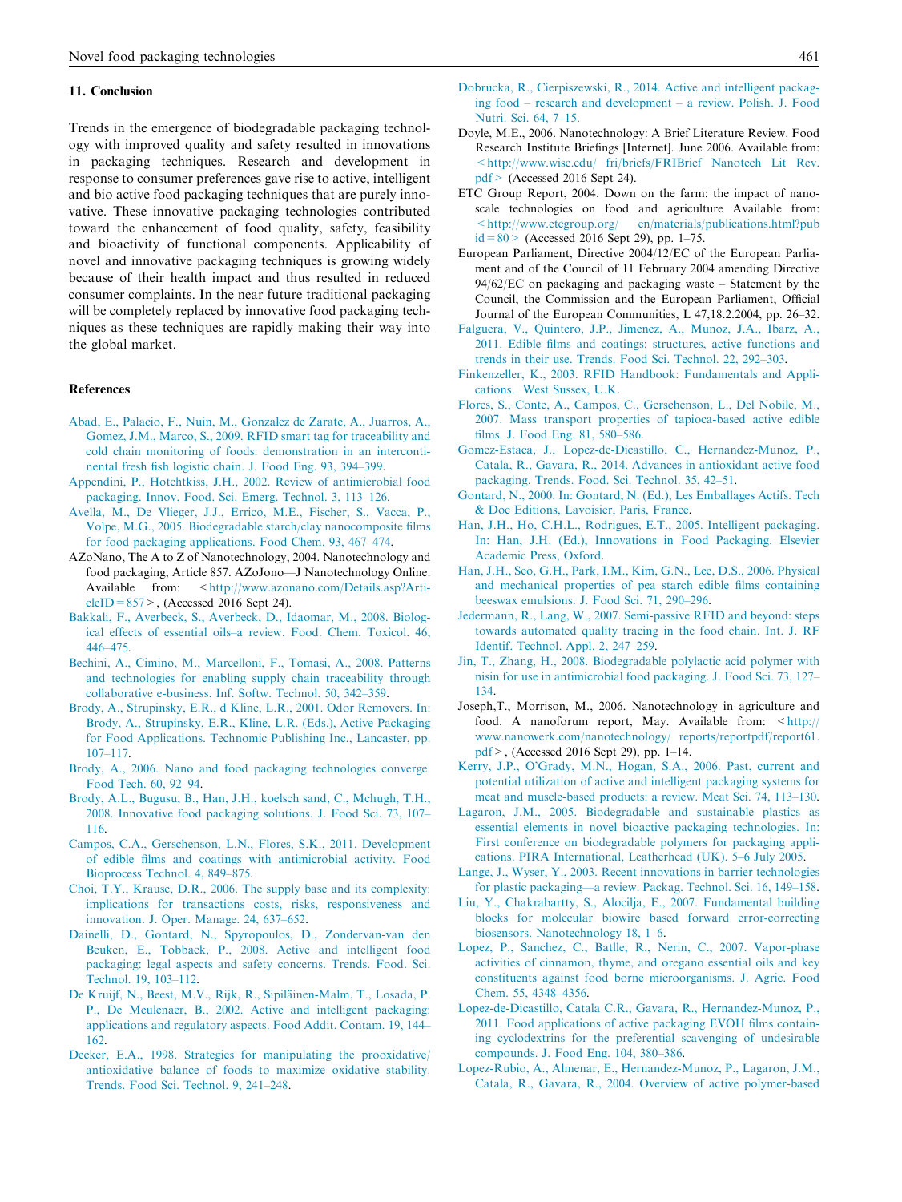## 11. Conclusion

Trends in the emergence of biodegradable packaging technology with improved quality and safety resulted in innovations in packaging techniques. Research and development in response to consumer preferences gave rise to active, intelligent and bio active food packaging techniques that are purely innovative. These innovative packaging technologies contributed toward the enhancement of food quality, safety, feasibility and bioactivity of functional components. Applicability of novel and innovative packaging techniques is growing widely because of their health impact and thus resulted in reduced consumer complaints. In the near future traditional packaging will be completely replaced by innovative food packaging techniques as these techniques are rapidly making their way into the global market.

## References

Abad, E., Palacio, F., Nuin, M., Gonzalez de Zarate, A., Juarros, A., Gomez, J.M., Marco, S., 2009. RFID smart tag for traceability and cold chain monitoring of foods: demonstration in an intercontinental fresh fish logistic chain. J. Food Eng. 93, 394–399.

Appendini, P., Hotchtkiss, J.H., 2002. Review of antimicrobial food packaging. Innov. Food. Sci. Emerg. Technol. 3, 113–126.

Avella, M., De Vlieger, J.J., Errico, M.E., Fischer, S., Vacca, P., Volpe, M.G., 2005. Biodegradable starch/clay nanocomposite films for food packaging applications. Food Chem. 93, 467–474.

AZoNano, The A to Z of Nanotechnology, 2004. Nanotechnology and food packaging, Article 857. AZoJono—J Nanotechnology Online. Available from: <http://www.azonano.com/Details.asp?ArticleID=857>, (Accessed 2016 Sept 24).

Bakkali, F., Averbeck, S., Averbeck, D., Idaomar, M., 2008. Biological effects of essential oils–a review. Food. Chem. Toxicol. 46, 446–475.

Bechini, A., Cimino, M., Marcelloni, F., Tomasi, A., 2008. Patterns and technologies for enabling supply chain traceability through collaborative e-business. Inf. Softw. Technol. 50, 342–359.

Brody, A., Strupinsky, E.R., d Kline, L.R., 2001. Odor Removers. In: Brody, A., Strupinsky, E.R., Kline, L.R. (Eds.), Active Packaging for Food Applications. Technomic Publishing Inc., Lancaster, pp. 107–117.

Brody, A., 2006. Nano and food packaging technologies converge. Food Tech. 60, 92–94.

Brody, A.L., Bugusu, B., Han, J.H., koelsch sand, C., Mchugh, T.H., 2008. Innovative food packaging solutions. J. Food Sci. 73, 107–116.

Campos, C.A., Gerschenson, L.N., Flores, S.K., 2011. Development of edible films and coatings with antimicrobial activity. Food Bioprocess Technol. 4, 849–875.

Choi, T.Y., Krause, D.R., 2006. The supply base and its complexity: implications for transactions costs, risks, responsiveness and innovation. J. Oper. Manage. 24, 637–652.

Dainelli, D., Gontard, N., Spyropoulos, D., Zondervan-van den Beuken, E., Tobback, P., 2008. Active and intelligent food packaging: legal aspects and safety concerns. Trends. Food. Sci. Technol. 19, 103–112.

De Kruijf, N., Beest, M.V., Rijk, R., Sipiläinen-Malm, T., Losada, P. P., De Meulenaer, B., 2002. Active and intelligent packaging: applications and regulatory aspects. Food Addit. Contam. 19, 144–162.

Decker, E.A., 1998. Strategies for manipulating the prooxidative/antioxidative balance of foods to maximize oxidative stability. Trends. Food Sci. Technol. 9, 241–248.

Dobrucka, R., Cierpiszewski, R., 2014. Active and intelligent packaging food – research and development – a review. Polish. J. Food Nutri. Sci. 64, 7–15.

Doyle, M.E., 2006. Nanotechnology: A Brief Literature Review. Food Research Institute Briefings [Internet]. June 2006. Available from: <http://www.wisc.edu/ fri/briefs/FRIBrief Nanotech Lit Rev. pdf> (Accessed 2016 Sept 24).

ETC Group Report, 2004. Down on the farm: the impact of nano-scale technologies on food and agriculture Available from: <http://www.etcgroup.org/ en/materials/publications.html?pub id=80> (Accessed 2016 Sept 29), pp. 1–75.

European Parliament, Directive 2004/12/EC of the European Parliament and of the Council of 11 February 2004 amending Directive 94/62/EC on packaging and packaging waste – Statement by the Council, the Commission and the European Parliament, Official Journal of the European Communities, L 47,18.2.2004, pp. 26–32.

Falguera, V., Quintero, J.P., Jimenez, A., Munoz, J.A., Ibarz, A., 2011. Edible films and coatings: structures, active functions and trends in their use. Trends. Food Sci. Technol. 22, 292–303.

Finkenzeller, K., 2003. RFID Handbook: Fundamentals and Applications. West Sussex, U.K.

Flores, S., Conte, A., Campos, C., Gerschenson, L., Del Nobile, M., 2007. Mass transport properties of tapioca-based active edible films. J. Food Eng. 81, 580–586.

Gomez-Estaca, J., Lopez-de-Dicastillo, C., Hernandez-Munoz, P., Catala, R., Gavara, R., 2014. Advances in antioxidant active food packaging. Trends. Food. Sci. Technol. 35, 42–51.

Gontard, N., 2000. In: Gontard, N. (Ed.), Les Emballages Actifs. Tech & Doc Editions, Lavoisier, Paris, France.

Han, J.H., Ho, C.H.L., Rodrigues, E.T., 2005. Intelligent packaging. In: Han, J.H. (Ed.), Innovations in Food Packaging. Elsevier Academic Press, Oxford.

Han, J.H., Seo, G.H., Park, I.M., Kim, G.N., Lee, D.S., 2006. Physical and mechanical properties of pea starch edible films containing beeswax emulsions. J. Food Sci. 71, 290–296.

Jedermann, R., Lang, W., 2007. Semi-passive RFID and beyond: steps towards automated quality tracing in the food chain. Int. J. RF Identif. Technol. Appl. 2, 247–259.

Jin, T., Zhang, H., 2008. Biodegradable polylactic acid polymer with nisin for use in antimicrobial food packaging. J. Food Sci. 73, 127–134.

Joseph,T., Morrison, M., 2006. Nanotechnology in agriculture and food. A nanoforum report, May. Available from: <http://www.nanowerk.com/nanotechnology/ reports/reportpdf/report61.pdf>, (Accessed 2016 Sept 29), pp. 1–14.

Kerry, J.P., O'Grady, M.N., Hogan, S.A., 2006. Past, current and potential utilization of active and intelligent packaging systems for meat and muscle-based products: a review. Meat Sci. 74, 113–130.

Lagaron, J.M., 2005. Biodegradable and sustainable plastics as essential elements in novel bioactive packaging technologies. In: First conference on biodegradable polymers for packaging applications. PIRA International, Leatherhead (UK). 5–6 July 2005.

Lange, J., Wyser, Y., 2003. Recent innovations in barrier technologies for plastic packaging—a review. Packag. Technol. Sci. 16, 149–158.

Liu, Y., Chakrabartty, S., Alocilja, E., 2007. Fundamental building blocks for molecular biowire based forward error-correcting biosensors. Nanotechnology 18, 1–6.

Lopez, P., Sanchez, C., Batlle, R., Nerin, C., 2007. Vapor-phase activities of cinnamon, thyme, and oregano essential oils and key constituents against food borne microorganisms. J. Agric. Food Chem. 55, 4348–4356.

Lopez-de-Dicastillo, Catala C.R., Gavara, R., Hernandez-Munoz, P., 2011. Food applications of active packaging EVOH films containing cyclodextrins for the preferential scavenging of undesirable compounds. J. Food Eng. 104, 380–386.

Lopez-Rubio, A., Almenar, E., Hernandez-Munoz, P., Lagaron, J.M., Catala, R., Gavara, R., 2004. Overview of active polymer-based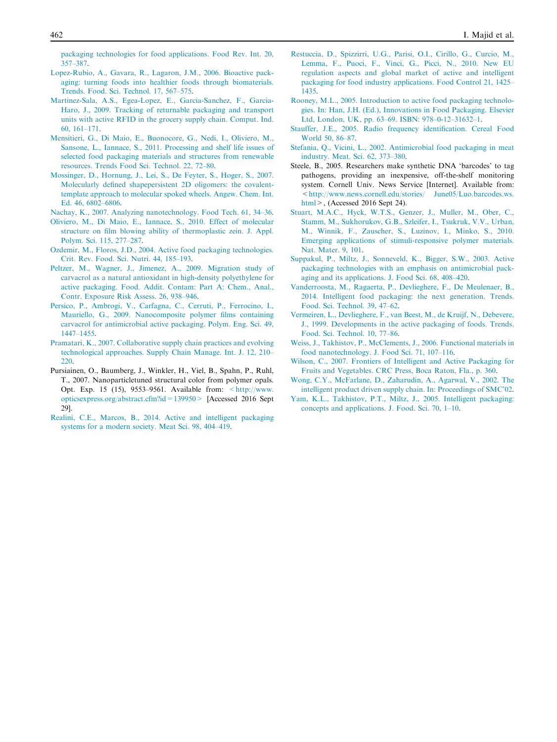packaging technologies for food applications. Food Rev. Int. 20, 357–387.

Lopez-Rubio, A., Gavara, R., Lagaron, J.M., 2006. Bioactive packaging: turning foods into healthier foods through biomaterials. Trends. Food. Sci. Technol. 17, 567–575.

Martinez-Sala, A.S., Egea-Lopez, E., Garcia-Sanchez, F., Garcia-Haro, J., 2009. Tracking of returnable packaging and transport units with active RFID in the grocery supply chain. Comput. Ind. 60, 161–171.

Mensitieri, G., Di Maio, E., Buonocore, G., Nedi, I., Oliviero, M., Sansone, L., Iannace, S., 2011. Processing and shelf life issues of selected food packaging materials and structures from renewable resources. Trends Food Sci. Technol. 22, 72–80.

Mossinger, D., Hornung, J., Lei, S., De Feyter, S., Hoger, S., 2007. Molecularly defined shapepersistent 2D oligomers: the covalent-template approach to molecular spoked wheels. Angew. Chem. Int. Ed. 46, 6802–6806.

Nachay, K., 2007. Analyzing nanotechnology. Food Tech. 61, 34–36.

Oliviero, M., Di Maio, E., Iannace, S., 2010. Effect of molecular structure on film blowing ability of thermoplastic zein. J. Appl. Polym. Sci. 115, 277–287.

Ozdemir, M., Floros, J.D., 2004. Active food packaging technologies. Crit. Rev. Food. Sci. Nutri. 44, 185–193.

Peltzer, M., Wagner, J., Jimenez, A., 2009. Migration study of carvacrol as a natural antioxidant in high-density polyethylene for active packaging. Food. Addit. Contam: Part A: Chem., Anal., Contr. Exposure Risk Assess. 26, 938–946.

Persico, P., Ambrogi, V., Carfagna, C., Cerruti, P., Ferrocino, I., Mauriello, G., 2009. Nanocomposite polymer films containing carvacrol for antimicrobial active packaging. Polym. Eng. Sci. 49, 1447–1455.

Pramatari, K., 2007. Collaborative supply chain practices and evolving technological approaches. Supply Chain Manage. Int. J. 12, 210–220.

Pursiainen, O., Baumberg, J., Winkler, H., Viel, B., Spahn, P., Ruhl, T., 2007. Nanoparticletuned structural color from polymer opals. Opt. Exp. 15 (15), 9553–9561. Available from: <http://www.opticsexpress.org/abstract.cfm?id=139950> [Accessed 2016 Sept 29].

Realini, C.E., Marcos, B., 2014. Active and intelligent packaging systems for a modern society. Meat Sci. 98, 404–419.

Restuccia, D., Spizzirri, U.G., Parisi, O.I., Cirillo, G., Curcio, M., Lemma, F., Puoci, F., Vinci, G., Picci, N., 2010. New EU regulation aspects and global market of active and intelligent packaging for food industry applications. Food Control 21, 1425–1435.

Rooney, M.L., 2005. Introduction to active food packaging technologies. In: Han, J.H. (Ed.), Innovations in Food Packaging. Elsevier Ltd, London, UK, pp. 63–69. ISBN: 978–0-12–31632–1.

Stauffer, J.E., 2005. Radio frequency identification. Cereal Food World 50, 86–87.

Stefania, Q., Vicini, L., 2002. Antimicrobial food packaging in meat industry. Meat. Sci. 62, 373–380.

Steele, B., 2005. Researchers make synthetic DNA 'barcodes' to tag pathogens, providing an inexpensive, off-the-shelf monitoring system. Cornell Univ. News Service [Internet]. Available from: <http://www.news.cornell.edu/stories/ June05/Luo.barcodes.ws.html>, (Accessed 2016 Sept 24).

Stuart, M.A.C., Hyck, W.T.S., Genzer, J., Muller, M., Ober, C., Stamm, M., Sukhorukov, G.B., Szleifer, I., Tsukruk, V.V., Urban, M., Winnik, F., Zauscher, S., Luzinov, I., Minko, S., 2010. Emerging applications of stimuli-responsive polymer materials. Nat. Mater. 9, 101.

Suppakul, P., Miltz, J., Sonneveld, K., Bigger, S.W., 2003. Active packaging technologies with an emphasis on antimicrobial packaging and its applications. J. Food Sci. 68, 408–420.

Vanderroosta, M., Ragaerta, P., Devlieghere, F., De Meulenaer, B., 2014. Intelligent food packaging: the next generation. Trends. Food. Sci. Technol. 39, 47–62.

Vermeiren, L., Devlieghere, F., van Beest, M., de Kruijf, N., Debevere, J., 1999. Developments in the active packaging of foods. Trends. Food. Sci. Technol. 10, 77–86.

Weiss, J., Takhistov, P., McClements, J., 2006. Functional materials in food nanotechnology. J. Food Sci. 71, 107–116.

Wilson, C., 2007. Frontiers of Intelligent and Active Packaging for Fruits and Vegetables. CRC Press, Boca Raton, Fla., p. 360.

Wong, C.Y., McFarlane, D., Zaharudin, A., Agarwal, V., 2002. The intelligent product driven supply chain. In: Proceedings of SMC'02.

Yam, K.L., Takhistov, P.T., Miltz, J., 2005. Intelligent packaging: concepts and applications. J. Food. Sci. 70, 1–10.